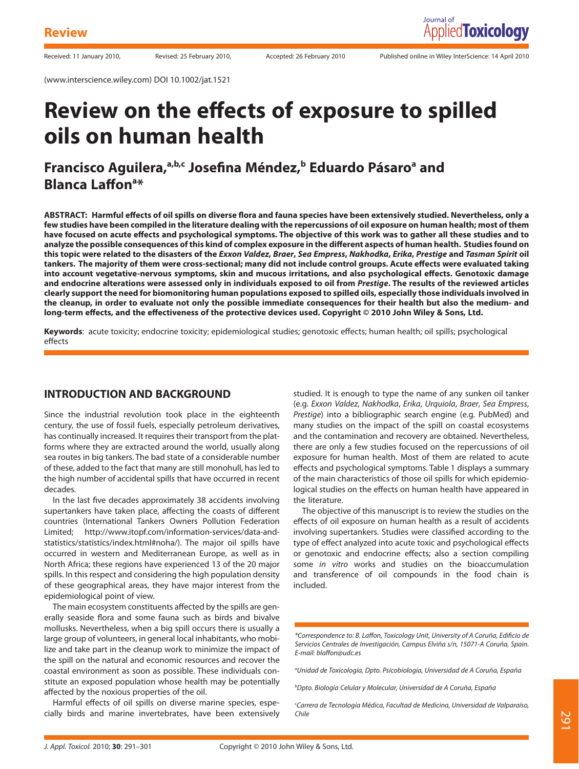Review

Received: 11 January 2010, Revised: 25 February 2010, Accepted: 26 February 2010 Published online in Wiley InterScience: 14 April 2010

(www.interscience.wiley.com) DOI 10.1002/jat.1521

# Review on the effects of exposure to spilled oils on human health

## Francisco Aguilera,[a,b,c] Josefina Méndez,[b] Eduardo Pásaro[a] and Blanca Laffon[a]*

**ABSTRACT: Harmful effects of oil spills on diverse flora and fauna species have been extensively studied. Nevertheless, only a few studies have been compiled in the literature dealing with the repercussions of oil exposure on human health; most of them have focused on acute effects and psychological symptoms. The objective of this work was to gather all these studies and to analyze the possible consequences of this kind of complex exposure in the different aspects of human health. Studies found on this topic were related to the disasters of the *Exxon Valdez*, *Braer*, *Sea Empress*, *Nakhodka*, *Erika*, *Prestige* and *Tasman Spirit* oil tankers. The majority of them were cross-sectional; many did not include control groups. Acute effects were evaluated taking into account vegetative-nervous symptoms, skin and mucous irritations, and also psychological effects. Genotoxic damage and endocrine alterations were assessed only in individuals exposed to oil from *Prestige*. The results of the reviewed articles clearly support the need for biomonitoring human populations exposed to spilled oils, especially those individuals involved in the cleanup, in order to evaluate not only the possible immediate consequences for their health but also the medium- and long-term effects, and the effectiveness of the protective devices used. Copyright © 2010 John Wiley & Sons, Ltd.**

**Keywords**: acute toxicity; endocrine toxicity; epidemiological studies; genotoxic effects; human health; oil spills; psychological effects

## INTRODUCTION AND BACKGROUND

Since the industrial revolution took place in the eighteenth century, the use of fossil fuels, especially petroleum derivatives, has continually increased. It requires their transport from the platforms where they are extracted around the world, usually along sea routes in big tankers. The bad state of a considerable number of these, added to the fact that many are still monohull, has led to the high number of accidental spills that have occurred in recent decades.

In the last five decades approximately 38 accidents involving supertankers have taken place, affecting the coasts of different countries (International Tankers Owners Pollution Federation Limited; http://www.itopf.com/information-services/data-and-statistics/statistics/index.html#noha/). The major oil spills have occurred in western and Mediterranean Europe, as well as in North Africa; these regions have experienced 13 of the 20 major spills. In this respect and considering the high population density of these geographical areas, they have major interest from the epidemiological point of view.

The main ecosystem constituents affected by the spills are generally seaside flora and some fauna such as birds and bivalve mollusks. Nevertheless, when a big spill occurs there is usually a large group of volunteers, in general local inhabitants, who mobilize and take part in the cleanup work to minimize the impact of the spill on the natural and economic resources and recover the coastal environment as soon as possible. These individuals constitute an exposed population whose health may be potentially affected by the noxious properties of the oil.

Harmful effects of oil spills on diverse marine species, especially birds and marine invertebrates, have been extensively studied. It is enough to type the name of any sunken oil tanker (e.g. *Exxon Valdez*, *Nakhodka*, *Erika*, *Urquiola*, *Braer*, *Sea Empress*, *Prestige*) into a bibliographic search engine (e.g. PubMed) and many studies on the impact of the spill on coastal ecosystems and the contamination and recovery are obtained. Nevertheless, there are only a few studies focused on the repercussions of oil exposure for human health. Most of them are related to acute effects and psychological symptoms. Table 1 displays a summary of the main characteristics of those oil spills for which epidemiological studies on the effects on human health have appeared in the literature.

The objective of this manuscript is to review the studies on the effects of oil exposure on human health as a result of accidents involving supertankers. Studies were classified according to the type of effect analyzed into acute toxic and psychological effects or genotoxic and endocrine effects; also a section compiling some *in vitro* works and studies on the bioaccumulation and transference of oil compounds in the food chain is included.

*Correspondence to: B. Laffon, Toxicology Unit, University of A Coruña, Edificio de Servicios Centrales de Investigación, Campus Elviña s/n, 15071-A Coruña, Spain. E-mail: blaffon@udc.es

[a]Unidad de Toxicología, Dpto. Psicobiología, Universidad de A Coruña, España

[b]Dpto. Biología Celular y Molecular, Universidad de A Coruña, España

[c]Carrera de Tecnología Médica, Facultad de Medicina, Universidad de Valparaíso, Chile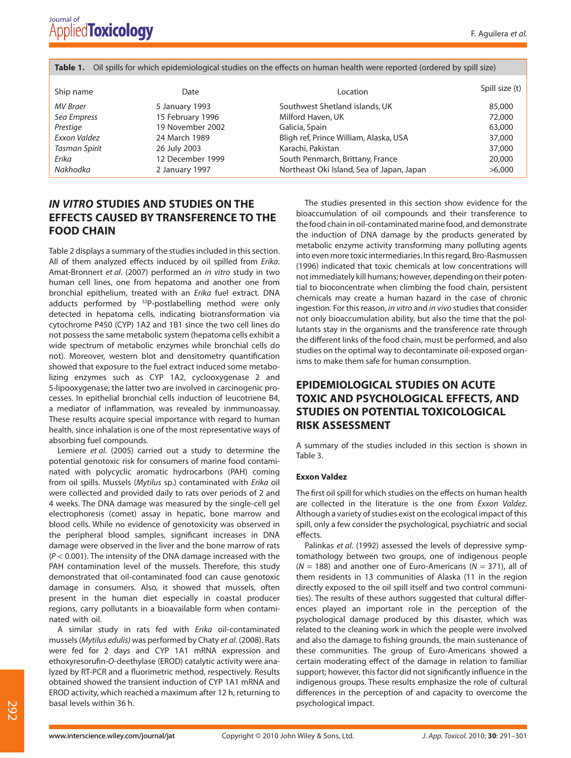**Table 1.** Oil spills for which epidemiological studies on the effects on human health were reported (ordered by spill size)

| Ship name | Date | Location | Spill size (t) |
|---|---|---|---|
| *MV Braer* | 5 January 1993 | Southwest Shetland islands, UK | 85,000 |
| *Sea Empress* | 15 February 1996 | Milford Haven, UK | 72,000 |
| *Prestige* | 19 November 2002 | Galicia, Spain | 63,000 |
| *Exxon Valdez* | 24 March 1989 | Bligh ref, Prince William, Alaska, USA | 37,000 |
| *Tasman Spirit* | 26 July 2003 | Karachi, Pakistan | 37,000 |
| *Erika* | 12 December 1999 | South Penmarch, Brittany, France | 20,000 |
| *Nakhodka* | 2 January 1997 | Northeast Oki Island, Sea of Japan, Japan | >6,000 |

## *IN VITRO* STUDIES AND STUDIES ON THE EFFECTS CAUSED BY TRANSFERENCE TO THE FOOD CHAIN

Table 2 displays a summary of the studies included in this section. All of them analyzed effects induced by oil spilled from *Erika*. Amat-Bronnert *et al*. (2007) performed an *in vitro* study in two human cell lines, one from hepatoma and another one from bronchial epithelium, treated with an *Erika* fuel extract. DNA adducts performed by $^{32}$P-postlabelling method were only detected in hepatoma cells, indicating biotransformation via cytochrome P450 (CYP) 1A2 and 1B1 since the two cell lines do not possess the same metabolic system (hepatoma cells exhibit a wide spectrum of metabolic enzymes while bronchial cells do not). Moreover, western blot and densitometry quantification showed that exposure to the fuel extract induced some metabolizing enzymes such as CYP 1A2, cyclooxygenase 2 and 5-lipooxygenase; the latter two are involved in carcinogenic processes. In epithelial bronchial cells induction of leucotriene B4, a mediator of inflammation, was revealed by inmmunoassay. These results acquire special importance with regard to human health, since inhalation is one of the most representative ways of absorbing fuel compounds.

Lemiere *et al*. (2005) carried out a study to determine the potential genotoxic risk for consumers of marine food contaminated with polycyclic aromatic hydrocarbons (PAH) coming from oil spills. Mussels (*Mytilus* sp.) contaminated with *Erika* oil were collected and provided daily to rats over periods of 2 and 4 weeks. The DNA damage was measured by the single-cell gel electrophoresis (comet) assay in hepatic, bone marrow and blood cells. While no evidence of genotoxicity was observed in the peripheral blood samples, significant increases in DNA damage were observed in the liver and the bone marrow of rats ($P < 0.001$). The intensity of the DNA damage increased with the PAH contamination level of the mussels. Therefore, this study demonstrated that oil-contaminated food can cause genotoxic damage in consumers. Also, it showed that mussels, often present in the human diet especially in coastal producer regions, carry pollutants in a bioavailable form when contaminated with oil.

A similar study in rats fed with *Erika* oil-contaminated mussels (*Mytilus edulis)* was performed by Chaty *et al*. (2008). Rats were fed for 2 days and CYP 1A1 mRNA expression and ethoxyresorufin-*O*-deethylase (EROD) catalytic activity were analyzed by RT-PCR and a fluorimetric method, respectively. Results obtained showed the transient induction of CYP 1A1 mRNA and EROD activity, which reached a maximum after 12 h, returning to basal levels within 36 h.

The studies presented in this section show evidence for the bioaccumulation of oil compounds and their transference to the food chain in oil-contaminated marine food, and demonstrate the induction of DNA damage by the products generated by metabolic enzyme activity transforming many polluting agents into even more toxic intermediaries. In this regard, Bro-Rasmussen (1996) indicated that toxic chemicals at low concentrations will not immediately kill humans; however, depending on their potential to bioconcentrate when climbing the food chain, persistent chemicals may create a human hazard in the case of chronic ingestion. For this reason, *in vitro* and *in vivo* studies that consider not only bioaccumulation ability, but also the time that the pollutants stay in the organisms and the transference rate through the different links of the food chain, must be performed, and also studies on the optimal way to decontaminate oil-exposed organisms to make them safe for human consumption.

## EPIDEMIOLOGICAL STUDIES ON ACUTE TOXIC AND PSYCHOLOGICAL EFFECTS, AND STUDIES ON POTENTIAL TOXICOLOGICAL RISK ASSESSMENT

A summary of the studies included in this section is shown in Table 3.

### Exxon Valdez

The first oil spill for which studies on the effects on human health are collected in the literature is the one from *Exxon Valdez*. Although a variety of studies exist on the ecological impact of this spill, only a few consider the psychological, psychiatric and social effects.

Palinkas *et al*. (1992) assessed the levels of depressive symptomatology between two groups, one of indigenous people ($N = 188$) and another one of Euro-Americans ($N = 371$), all of them residents in 13 communities of Alaska (11 in the region directly exposed to the oil spill itself and two control communities). The results of these authors suggested that cultural differences played an important role in the perception of the psychological damage produced by this disaster, which was related to the cleaning work in which the people were involved and also the damage to fishing grounds, the main sustenance of these communities. The group of Euro-Americans showed a certain moderating effect of the damage in relation to familiar support; however, this factor did not significantly influence in the indigenous groups. These results emphasize the role of cultural differences in the perception of and capacity to overcome the psychological impact.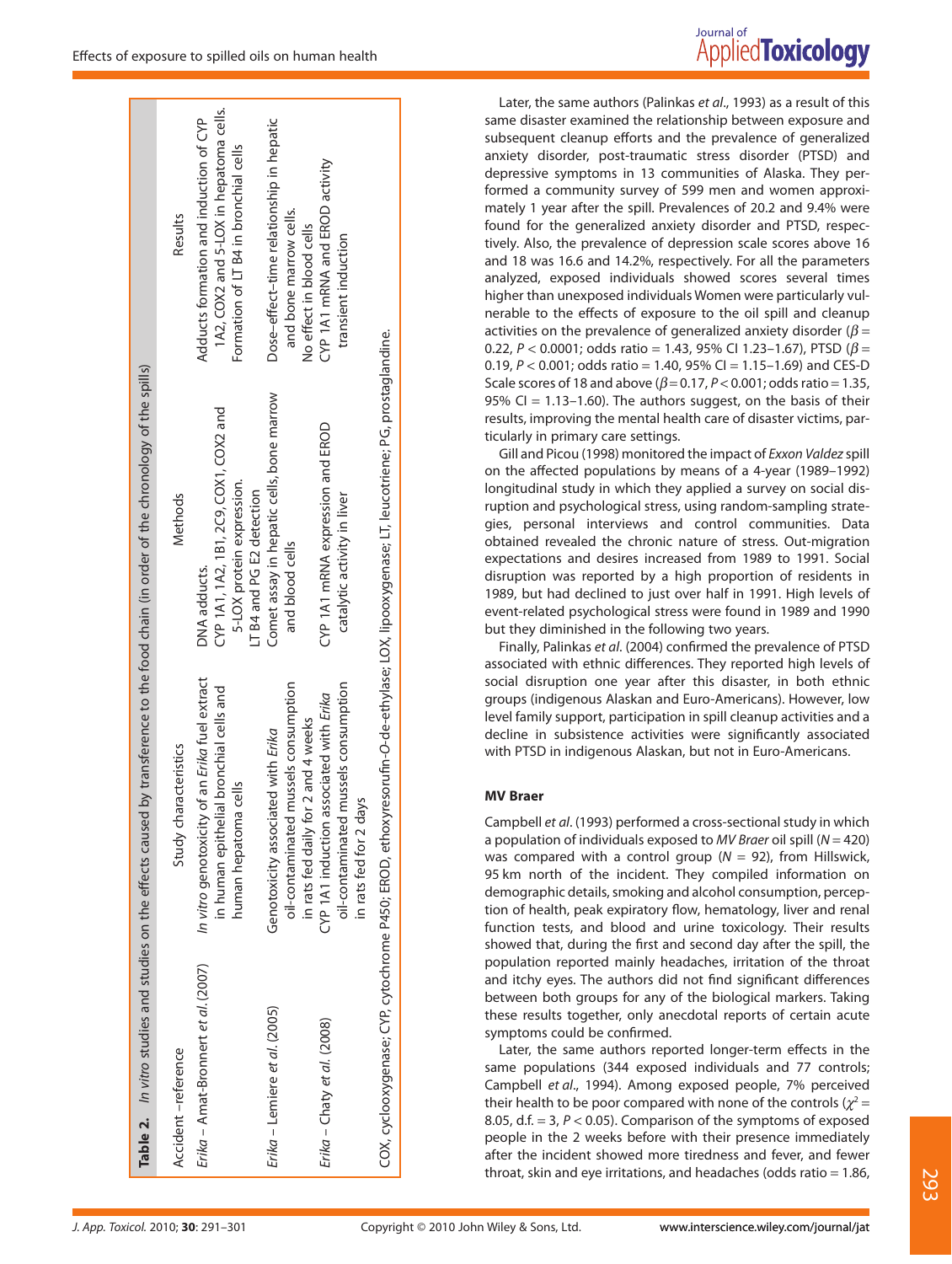**Table 2.** *In vitro* studies and studies on the effects caused by transference to the food chain (in order of the chronology of the spills)

| Accident –reference | Study characteristics | Methods | Results |
|---|---|---|---|
| *Erika* – Amat-Bronnert *et al*. (2007) | *In vitro* genotoxicity of an *Erika* fuel extract in human epithelial bronchial cells and human hepatoma cells | DNA adducts. CYP 1A1, 1A2, 1B1, 2C9, COX1, COX2 and 5-LOX protein expression. LT B4 and PG E2 detection | Adducts formation and induction of CYP 1A2, COX2 and 5-LOX in hepatoma cells. Formation of LT B4 in bronchial cells |
| *Erika* – Lemiere *et al*. (2005) | Genotoxicity associated with *Erika* oil-contaminated mussels consumption in rats fed daily for 2 and 4 weeks | Comet assay in hepatic cells, bone marrow and blood cells | Dose–effect–time relationship in hepatic and bone marrow cells. No effect in blood cells |
| *Erika* – Chaty *et al*. (2008) | CYP 1A1 induction associated with *Erika* oil-contaminated mussels consumption in rats fed for 2 days | CYP 1A1 mRNA expression and EROD catalytic activity in liver | CYP 1A1 mRNA and EROD activity transient induction |

COX, cyclooxygenase; CYP, cytochrome P450; EROD, ethoxyresorufin-*O*-de-ethylase; LOX, lipooxygenase; LT, leucotriene; PG, prostaglandine.

Later, the same authors (Palinkas *et al*., 1993) as a result of this same disaster examined the relationship between exposure and subsequent cleanup efforts and the prevalence of generalized anxiety disorder, post-traumatic stress disorder (PTSD) and depressive symptoms in 13 communities of Alaska. They performed a community survey of 599 men and women approximately 1 year after the spill. Prevalences of 20.2 and 9.4% were found for the generalized anxiety disorder and PTSD, respectively. Also, the prevalence of depression scale scores above 16 and 18 was 16.6 and 14.2%, respectively. For all the parameters analyzed, exposed individuals showed scores several times higher than unexposed individuals Women were particularly vulnerable to the effects of exposure to the oil spill and cleanup activities on the prevalence of generalized anxiety disorder ($\beta = 0.22$, $P < 0.0001$; odds ratio = 1.43, 95% CI 1.23–1.67), PTSD ($\beta = 0.19$, $P < 0.001$; odds ratio = 1.40, 95% CI = 1.15–1.69) and CES-D Scale scores of 18 and above ($\beta = 0.17$, $P < 0.001$; odds ratio = 1.35, 95% CI = 1.13–1.60). The authors suggest, on the basis of their results, improving the mental health care of disaster victims, particularly in primary care settings.

Gill and Picou (1998) monitored the impact of *Exxon Valdez* spill on the affected populations by means of a 4-year (1989–1992) longitudinal study in which they applied a survey on social disruption and psychological stress, using random-sampling strategies, personal interviews and control communities. Data obtained revealed the chronic nature of stress. Out-migration expectations and desires increased from 1989 to 1991. Social disruption was reported by a high proportion of residents in 1989, but had declined to just over half in 1991. High levels of event-related psychological stress were found in 1989 and 1990 but they diminished in the following two years.

Finally, Palinkas *et al*. (2004) confirmed the prevalence of PTSD associated with ethnic differences. They reported high levels of social disruption one year after this disaster, in both ethnic groups (indigenous Alaskan and Euro-Americans). However, low level family support, participation in spill cleanup activities and a decline in subsistence activities were significantly associated with PTSD in indigenous Alaskan, but not in Euro-Americans.

### MV Braer

Campbell *et al*. (1993) performed a cross-sectional study in which a population of individuals exposed to *MV Braer* oil spill ($N = 420$) was compared with a control group ($N = 92$), from Hillswick, 95 km north of the incident. They compiled information on demographic details, smoking and alcohol consumption, perception of health, peak expiratory flow, hematology, liver and renal function tests, and blood and urine toxicology. Their results showed that, during the first and second day after the spill, the population reported mainly headaches, irritation of the throat and itchy eyes. The authors did not find significant differences between both groups for any of the biological markers. Taking these results together, only anecdotal reports of certain acute symptoms could be confirmed.

Later, the same authors reported longer-term effects in the same populations (344 exposed individuals and 77 controls; Campbell *et al*., 1994). Among exposed people, 7% perceived their health to be poor compared with none of the controls ($\chi^2 = 8.05$, d.f. = 3, $P < 0.05$). Comparison of the symptoms of exposed people in the 2 weeks before with their presence immediately after the incident showed more tiredness and fever, and fewer throat, skin and eye irritations, and headaches (odds ratio = 1.86,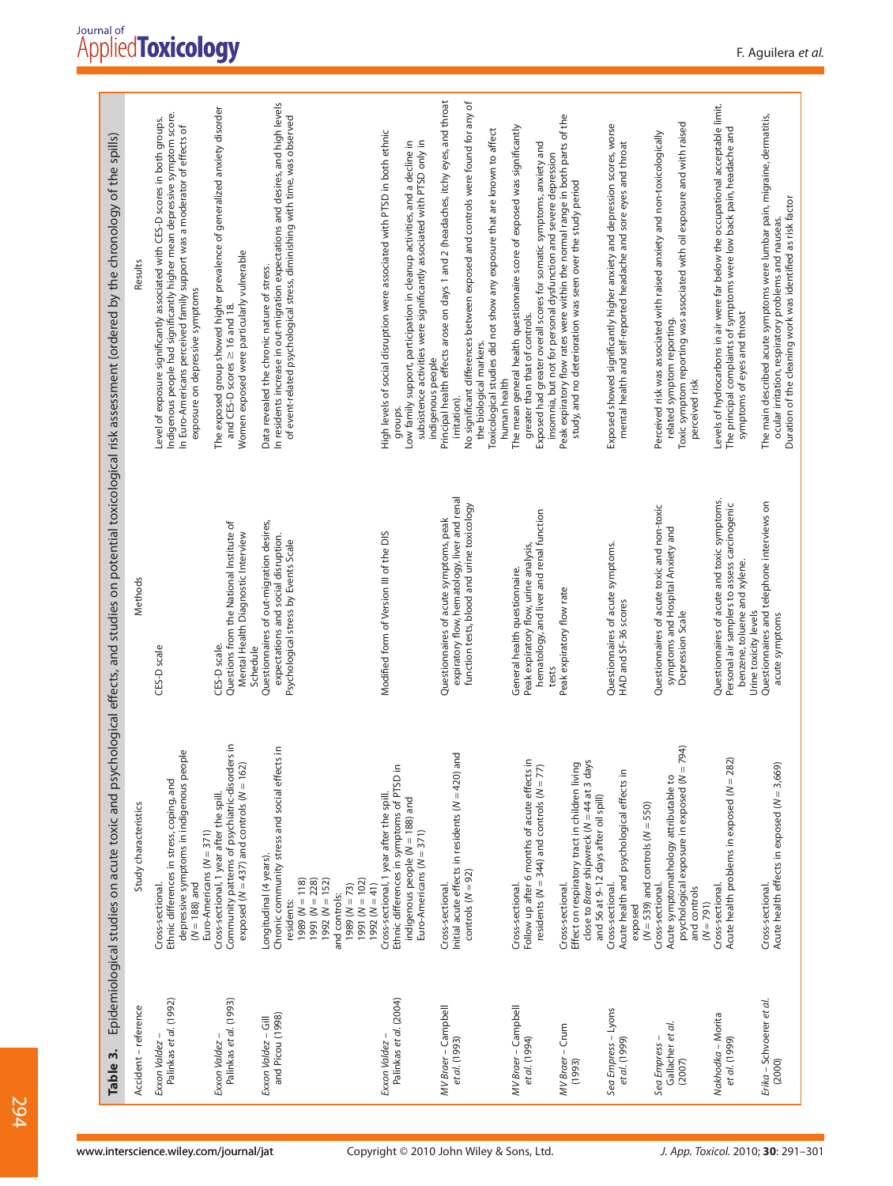**Table 3.** Epidemiological studies on acute toxic and psychological effects, and studies on potential toxicological risk assessment (ordered by the chronology of the spills)

| Accident – reference | Study characteristics | Methods | Results |
|---|---|---|---|
| *Exxon Valdez* – Palinkas *et al.* (1992) | Cross-sectional. Ethnic differences in stress, coping, and depressive symptoms in indigenous people (*N* = 188) and Euro-Americans (*N* = 371) | CES-D scale | Level of exposure significantly associated with CES-D scores in both groups. Indigenous people had significantly higher mean depressive symptom score. In Euro-Americans perceived family support was a moderator of effects of exposure on depressive symptoms |
| *Exxon Valdez* – Palinkas *et al.* (1993) | Cross-sectional, 1 year after the spill. Community patterns of psychiatric-disorders in exposed (*N* = 437) and controls (*N* = 162) | CES-D scale. Questions from the National Institute of Mental Health Diagnostic Interview Schedule | The exposed group showed higher prevalence of generalized anxiety disorder and CES-D scores ≥ 16 and 18. Women exposed were particularly vulnerable |
| *Exxon Valdez* – Gill and Picou (1998) | Longitudinal (4 years). Chronic community stress and social effects in residents: 1989 (*N* = 118) 1991 (*N* = 228) 1992 (*N* = 152) and controls: 1989 (*N* = 73) 1991 (*N* = 102) 1992 (*N* = 41) | Questionnaires of out-migration desires, expectations and social disruption. Psychological stress by Events Scale | Data revealed the chronic nature of stress. In residents increase in out-migration expectations and desires, and high levels of event-related psychological stress, diminishing with time, was observed |
| *Exxon Valdez* – Palinkas *et al.* (2004) | Cross-sectional, 1 year after the spill. Ethnic differences in symptoms of PTSD in indigenous people (*N* = 188) and Euro-Americans (*N* = 371) | Modified form of Version III of the DIS | High levels of social disruption were associated with PTSD in both ethnic groups. Low family support, participation in cleanup activities, and a decline in subsistence activities were significantly associated with PTSD only in indigenous people |
| *MV Braer* – Campbell *et al.* (1993) | Cross-sectional. Initial acute effects in residents (*N* = 420) and controls (*N* = 92) | Questionnaires of acute symptoms, peak expiratory flow, hematology, liver and renal function tests, blood and urine toxicology | Principal health effects arose on days 1 and 2 (headaches, itchy eyes, and throat irritation). No significant differences between exposed and controls were found for any of the biological markers. Toxicological studies did not show any exposure that are known to affect human health |
| *MV Braer* – Campbell *et al.* (1994) | Cross-sectional. Follow up after 6 months of acute effects in residents (*N* = 344) and controls (*N* = 77) | General health questionnaire. Peak expiratory flow, urine analysis, hematology, and liver and renal function tests | The mean general health questionnaire score of exposed was significantly greater than that of controls. Exposed had greater overall scores for somatic symptoms, anxiety and insomnia, but not for personal dysfunction and severe depression |
| *MV Braer* – Crum (1993) | Cross-sectional. Effect on respiratory tract in children living close to *Braer* shipwreck (*N* = 44 at 3 days and 56 at 9–12 days after oil spill) | Peak expiratory flow rate | Peak expiratory flow rates were within the normal range in both parts of the study, and no deterioration was seen over the study period |
| *Sea Empress* – Lyons *et al.* (1999) | Cross-sectional. Acute health and psychological effects in exposed (*N* = 539) and controls (*N* = 550) | Questionnaires of acute symptoms. HAD and SF-36 scores | Exposed showed significantly higher anxiety and depression scores, worse mental health and self-reported headache and sore eyes and throat |
| *Sea Empress* – Gallacher *et al.* (2007) | Cross-sectional. Acute symptomathology attributable to psychological exposure in exposed (*N* = 794) and controls (*N* = 791) | Questionnaires of acute toxic and non-toxic symptoms and Hospital Anxiety and Depression Scale | Perceived risk was associated with raised anxiety and non-toxicologically related symptom reporting. Toxic symptom reporting was associated with oil exposure and with raised perceived risk |
| *Nakhodka* – Morita *et al.* (1999) | Cross-sectional. Acute health problems in exposed (*N* = 282) | Questionnaires of acute and toxic symptoms. Personal air samplers to assess carcinogenic benzene, toluene and xylene. Urine toxicity levels | Levels of hydrocarbons in air were far below the occupational acceptable limit. The principal complaints of symptoms were low back pain, headache and symptoms of eyes and throat |
| *Erika* – Schvoerer *et al.* (2000) | Cross-sectional. Acute health effects in exposed (*N* = 3,669) | Questionnaires and telephone interviews on acute symptoms | The main described acute symptoms were lumbar pain, migraine, dermatitis, ocular irritation, respiratory problems and nauseas. Duration of the cleaning work was identified as risk factor |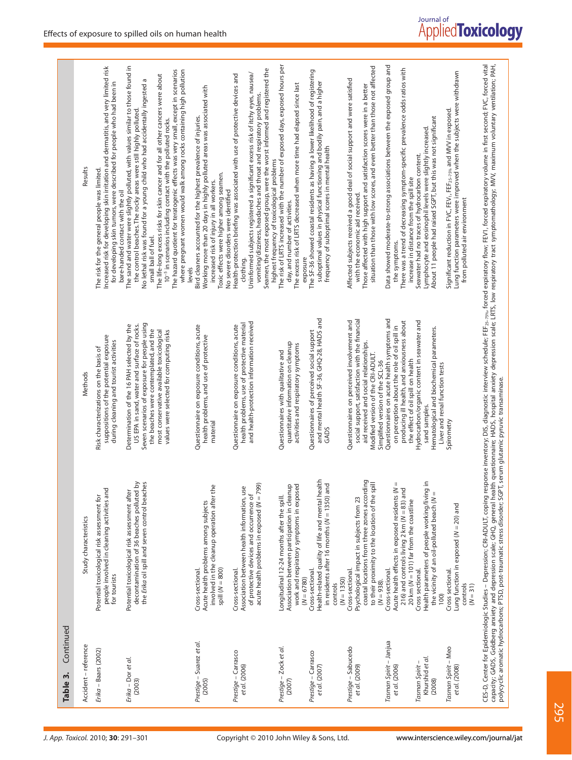**Table 3.** Continued

| Accident – reference | Study characteristics | Methods | Results |
|---|---|---|---|
| *Erika* – Baars (2002) | Potential toxicological risk assessment for people involved in cleaning activities and for tourists | Risk characterizations on the basis of suppositions of the potential exposure during cleaning and tourist activities | The risk for the general people was limited.<br>Increased risk for developing skin irritation and dermatitis, and very limited risk for developing skin tumors, were described for people who had been in bare-handed contact with the oil |
| *Erika* – Dor *et al.* (2003) | Potential toxicological risk assessment after decontamination of 36 beaches polluted by the *Erika* oil spill and seven control beaches | Determination of the 16 PAH selected by the US EPA in sand, water and surface of rocks.<br>Seven scenarios of exposure for people using the beaches were contemplated, and the most conservative available toxicological values were selected for computing risks | The sand and water were slightly polluted, with values similar to those found in the control beaches. The rocky areas were still highly polluted.<br>No lethal risk was found for a young child who had accidentally ingested a small ball of fuel.<br>The life-long excess risks for skin cancer and for all other cancers were about $10^{-5}$ in scenarios including contact with the polluted rocks.<br>The hazard quotient for teratogenic effects was very small, except in scenarios where pregnant women would walk among rocks containing high pollution levels |
| *Prestige* – Suarez *et al.* (2005) | Cross-sectional.<br>Acute health problems among subjects involved in the cleanup operation after the spill ($N = 800$) | Questionnaire on exposure conditions, acute health problems, and use of protective material | Bird cleaners accounted for the highest prevalence of injuries.<br>Working more than 20 days in highly polluted areas was associated with increased risk of injury in all workers.<br>Toxic effects were higher among seamen.<br>No severe disorders were identified |
| *Prestige* – Carrasco *et al.* (2006) | Cross-sectional.<br>Association between health information, use of protective devices and occurrence of acute health problems in exposed ($N = 799$) | Questionnaire on exposure conditions, acute health problems, use of protective material and health-protection information received | Health-protection briefing was associated with use of protective devices and clothing.<br>Uninformed subjects registered a significant excess risk of itchy eyes, nausea/vomiting/dizziness, headaches and throat and respiratory problems.<br>Seamen, the most exposed group, were the worst informed and registered the highest frequency of toxicological problems |
| *Prestige* – Zock *et al.* (2007) | Longitudinal 12-24 months after the spill.<br>Association between participation in cleanup work and respiratory symptoms in exposed ($N = 6780$) | Questionnaires with qualitative and quantitative information on cleanup activities and respiratory symptoms | The risk of LRTS increased with the number of exposed days, exposed hours per day, and number of activities.<br>The excess risk of LRTS decreased when more time had elapsed since last exposure |
| *Prestige* – Carrasco *et al.* (2007) | Cross-sectional.<br>Health-related quality of life and mental health in residents after 16 months ($N = 1350$) and controls ($N = 1350$) | Questionnaires of perceived social support and mental health SF-36, GHQ-28, HADS and GADS | The SF-36 showed coastal residents as having a lower likelihood of registering suboptimal values in physical functioning and bodily pain, and a higher frequency of suboptimal scores in mental health |
| *Prestige* – Sabucedo *et al.* (2009) | Cross-sectional.<br>Psychological impact in subjects from 23 coastal locations from three zones according to their proximity to the location of the spill ($N = 938$). | Questionnaires on perceived involvement and social support, satisfaction with the financial aid received and social relationships.<br>Modified version of the CRI-ADULT.<br>Simplified version of the SCL-36 | Affected subjects received a good deal of social support and were satisfied with the economic aid received.<br>Those affected with high support and satisfaction scores were in a better situation than those with low scores, and even better than those not affected |
| *Tasman Spirit* – Janjua *et al.* (2006) | Cross-sectional.<br>Acute health effects in exposed residents ($N = 216$) and controls living 2 km ($N = 83$) and 20 km ($N = 101$) far from the coastline | Questionnaires on acute health symptoms and on perception about the role of oil spill in producing ill health, and anxiousness about the effect of oil spill on health | Data showed moderate-to-strong associations between the exposed group and the symptoms.<br>There was a trend of decreasing symptom-specific prevalence odds ratios with increase in distance from the spill site |
| *Tasman Spirit* – Khurshid *et al.* (2008) | Cross sectional.<br>Health parameters of people working/living in the vicinity of an oil-polluted beach ($N = 100$) | Hydrocarbon/organic content in seawater and sand samples.<br>Hematological and biochemical parameters.<br>Liver and renal function tests | Seawater had no traces of hydrocarbon content.<br>Lymphocyte and eosinophil levels were slightly increased.<br>About 11 people had raised SGPT, but this was not significant |
| *Tasman Spirit* – Meo *et al.* (2008) | Cross sectional.<br>Lung function in exposed ($N = 20$) and controls ($N = 31$) | Spirometry | Significant reduction in FVC, $FEV_1$, $FEF_{25-75\%}$ and MVV in exposed.<br>Lung function parameters were improved when the subjects were withdrawn from polluted air environment |

CES-D, Center for Epidemiologic Studies – Depression; CRI-ADULT, coping response inventory; DIS, diagnostic interview schedule; $FEF_{25-75\%}$, forced expiratory flow; FEV1, forced expiratory volume in first second; FVC, forced vital capacity; GADS, Goldberg anxiety and depression scale; GHQ, general health questionnaire; HADS, hospital anxiety depression scale; LRTS, low respiratory tract symptomathology; MVV, maximum voluntary ventilation; PAH, polycyclic aromatic hydrocarbons; PTSD, post-traumatic stress disorder; SGPT, serum glutamic pyruvic transaminase.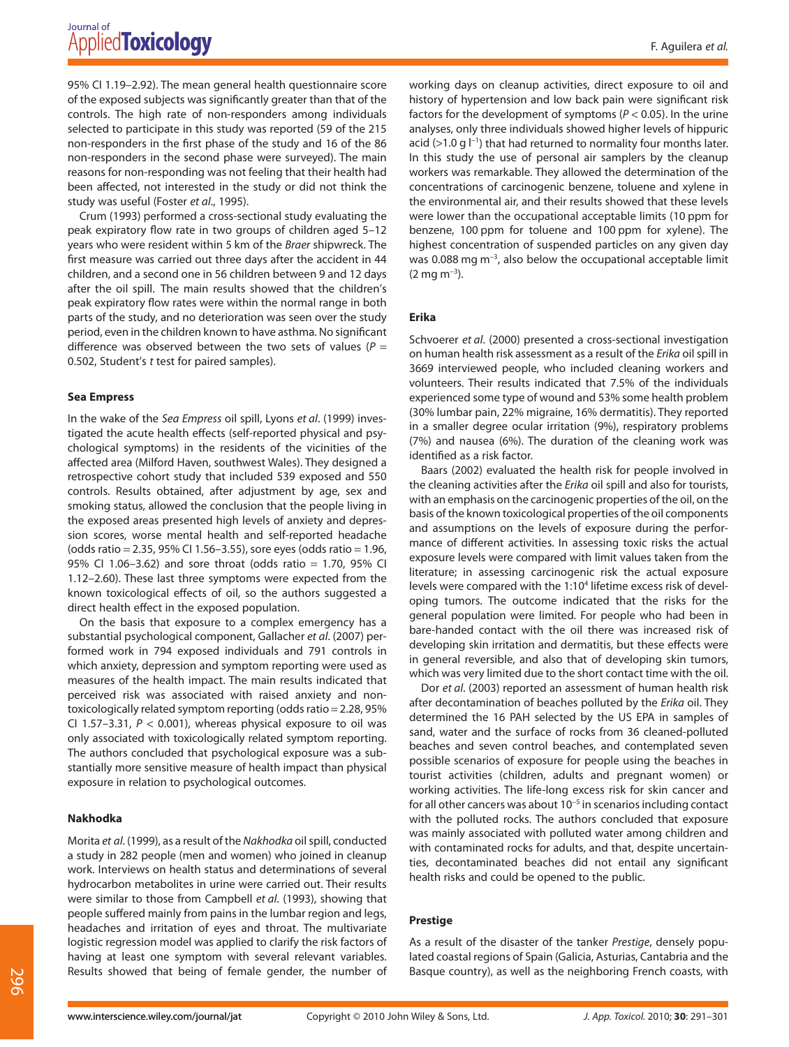95% CI 1.19–2.92). The mean general health questionnaire score of the exposed subjects was significantly greater than that of the controls. The high rate of non-responders among individuals selected to participate in this study was reported (59 of the 215 non-responders in the first phase of the study and 16 of the 86 non-responders in the second phase were surveyed). The main reasons for non-responding was not feeling that their health had been affected, not interested in the study or did not think the study was useful (Foster *et al*., 1995).

Crum (1993) performed a cross-sectional study evaluating the peak expiratory flow rate in two groups of children aged 5–12 years who were resident within 5 km of the *Braer* shipwreck. The first measure was carried out three days after the accident in 44 children, and a second one in 56 children between 9 and 12 days after the oil spill. The main results showed that the children's peak expiratory flow rates were within the normal range in both parts of the study, and no deterioration was seen over the study period, even in the children known to have asthma. No significant difference was observed between the two sets of values ($P$ = 0.502, Student's $t$ test for paired samples).

### Sea Empress

In the wake of the *Sea Empress* oil spill, Lyons *et al*. (1999) investigated the acute health effects (self-reported physical and psychological symptoms) in the residents of the vicinities of the affected area (Milford Haven, southwest Wales). They designed a retrospective cohort study that included 539 exposed and 550 controls. Results obtained, after adjustment by age, sex and smoking status, allowed the conclusion that the people living in the exposed areas presented high levels of anxiety and depression scores, worse mental health and self-reported headache (odds ratio = 2.35, 95% CI 1.56–3.55), sore eyes (odds ratio = 1.96, 95% CI 1.06–3.62) and sore throat (odds ratio = 1.70, 95% CI 1.12–2.60). These last three symptoms were expected from the known toxicological effects of oil, so the authors suggested a direct health effect in the exposed population.

On the basis that exposure to a complex emergency has a substantial psychological component, Gallacher *et al*. (2007) performed work in 794 exposed individuals and 791 controls in which anxiety, depression and symptom reporting were used as measures of the health impact. The main results indicated that perceived risk was associated with raised anxiety and non-toxicologically related symptom reporting (odds ratio = 2.28, 95% CI 1.57–3.31, $P$ < 0.001), whereas physical exposure to oil was only associated with toxicologically related symptom reporting. The authors concluded that psychological exposure was a substantially more sensitive measure of health impact than physical exposure in relation to psychological outcomes.

### Nakhodka

Morita *et al*. (1999), as a result of the *Nakhodka* oil spill, conducted a study in 282 people (men and women) who joined in cleanup work. Interviews on health status and determinations of several hydrocarbon metabolites in urine were carried out. Their results were similar to those from Campbell *et al*. (1993), showing that people suffered mainly from pains in the lumbar region and legs, headaches and irritation of eyes and throat. The multivariate logistic regression model was applied to clarify the risk factors of having at least one symptom with several relevant variables. Results showed that being of female gender, the number of working days on cleanup activities, direct exposure to oil and history of hypertension and low back pain were significant risk factors for the development of symptoms ($P$ < 0.05). In the urine analyses, only three individuals showed higher levels of hippuric acid (>1.0 g $l^{-1}$) that had returned to normality four months later. In this study the use of personal air samplers by the cleanup workers was remarkable. They allowed the determination of the concentrations of carcinogenic benzene, toluene and xylene in the environmental air, and their results showed that these levels were lower than the occupational acceptable limits (10 ppm for benzene, 100 ppm for toluene and 100 ppm for xylene). The highest concentration of suspended particles on any given day was 0.088 mg $m^{-3}$, also below the occupational acceptable limit (2 mg $m^{-3}$).

### Erika

Schvoerer *et al*. (2000) presented a cross-sectional investigation on human health risk assessment as a result of the *Erika* oil spill in 3669 interviewed people, who included cleaning workers and volunteers. Their results indicated that 7.5% of the individuals experienced some type of wound and 53% some health problem (30% lumbar pain, 22% migraine, 16% dermatitis). They reported in a smaller degree ocular irritation (9%), respiratory problems (7%) and nausea (6%). The duration of the cleaning work was identified as a risk factor.

Baars (2002) evaluated the health risk for people involved in the cleaning activities after the *Erika* oil spill and also for tourists, with an emphasis on the carcinogenic properties of the oil, on the basis of the known toxicological properties of the oil components and assumptions on the levels of exposure during the performance of different activities. In assessing toxic risks the actual exposure levels were compared with limit values taken from the literature; in assessing carcinogenic risk the actual exposure levels were compared with the 1:$10^4$ lifetime excess risk of developing tumors. The outcome indicated that the risks for the general population were limited. For people who had been in bare-handed contact with the oil there was increased risk of developing skin irritation and dermatitis, but these effects were in general reversible, and also that of developing skin tumors, which was very limited due to the short contact time with the oil.

Dor *et al*. (2003) reported an assessment of human health risk after decontamination of beaches polluted by the *Erika* oil. They determined the 16 PAH selected by the US EPA in samples of sand, water and the surface of rocks from 36 cleaned-polluted beaches and seven control beaches, and contemplated seven possible scenarios of exposure for people using the beaches in tourist activities (children, adults and pregnant women) or working activities. The life-long excess risk for skin cancer and for all other cancers was about $10^{-5}$ in scenarios including contact with the polluted rocks. The authors concluded that exposure was mainly associated with polluted water among children and with contaminated rocks for adults, and that, despite uncertainties, decontaminated beaches did not entail any significant health risks and could be opened to the public.

### Prestige

As a result of the disaster of the tanker *Prestige*, densely populated coastal regions of Spain (Galicia, Asturias, Cantabria and the Basque country), as well as the neighboring French coasts, with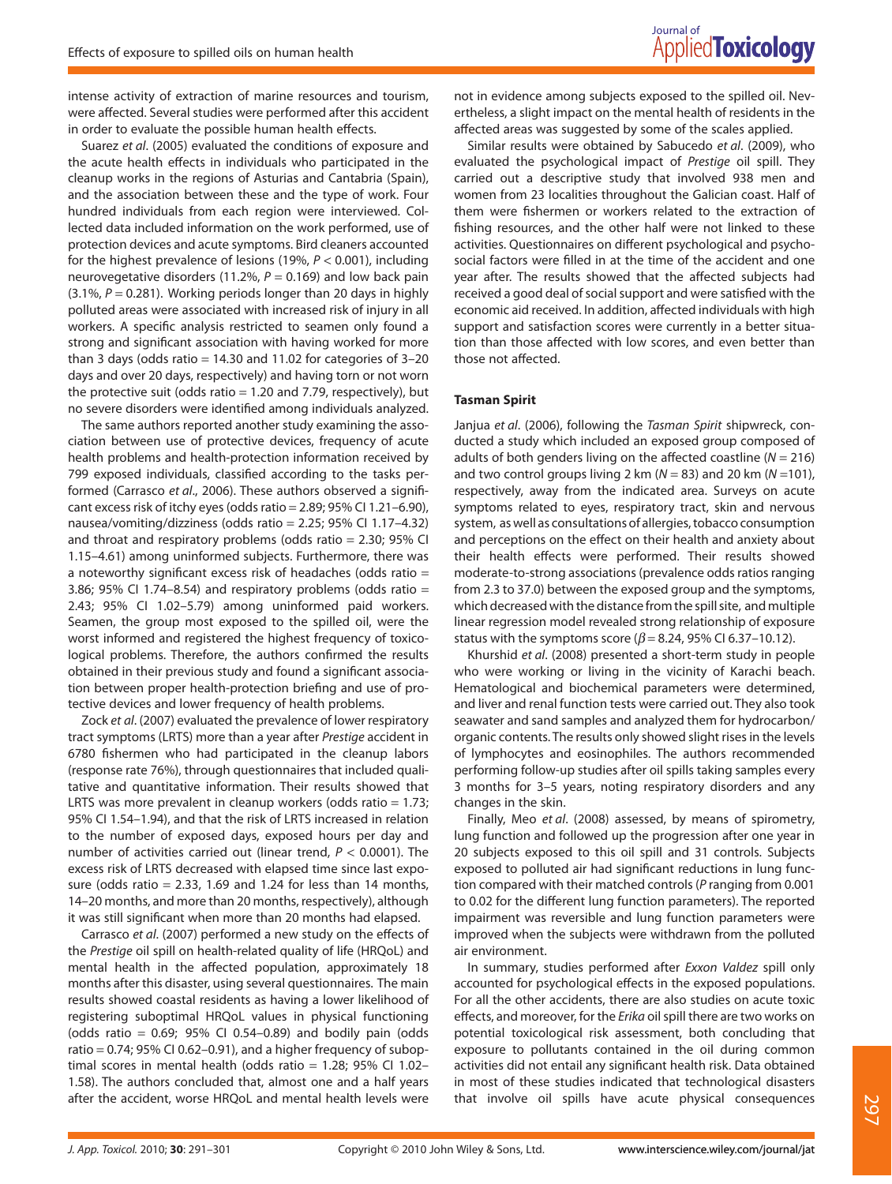intense activity of extraction of marine resources and tourism, were affected. Several studies were performed after this accident in order to evaluate the possible human health effects.

Suarez *et al*. (2005) evaluated the conditions of exposure and the acute health effects in individuals who participated in the cleanup works in the regions of Asturias and Cantabria (Spain), and the association between these and the type of work. Four hundred individuals from each region were interviewed. Collected data included information on the work performed, use of protection devices and acute symptoms. Bird cleaners accounted for the highest prevalence of lesions (19%, $P < 0.001$), including neurovegetative disorders (11.2%, $P = 0.169$) and low back pain (3.1%, $P = 0.281$). Working periods longer than 20 days in highly polluted areas were associated with increased risk of injury in all workers. A specific analysis restricted to seamen only found a strong and significant association with having worked for more than 3 days (odds ratio = 14.30 and 11.02 for categories of 3–20 days and over 20 days, respectively) and having torn or not worn the protective suit (odds ratio = 1.20 and 7.79, respectively), but no severe disorders were identified among individuals analyzed.

The same authors reported another study examining the association between use of protective devices, frequency of acute health problems and health-protection information received by 799 exposed individuals, classified according to the tasks performed (Carrasco *et al*., 2006). These authors observed a significant excess risk of itchy eyes (odds ratio = 2.89; 95% CI 1.21–6.90), nausea/vomiting/dizziness (odds ratio = 2.25; 95% CI 1.17–4.32) and throat and respiratory problems (odds ratio = 2.30; 95% CI 1.15–4.61) among uninformed subjects. Furthermore, there was a noteworthy significant excess risk of headaches (odds ratio = 3.86; 95% CI 1.74–8.54) and respiratory problems (odds ratio = 2.43; 95% CI 1.02–5.79) among uninformed paid workers. Seamen, the group most exposed to the spilled oil, were the worst informed and registered the highest frequency of toxicological problems. Therefore, the authors confirmed the results obtained in their previous study and found a significant association between proper health-protection briefing and use of protective devices and lower frequency of health problems.

Zock *et al*. (2007) evaluated the prevalence of lower respiratory tract symptoms (LRTS) more than a year after *Prestige* accident in 6780 fishermen who had participated in the cleanup labors (response rate 76%), through questionnaires that included qualitative and quantitative information. Their results showed that LRTS was more prevalent in cleanup workers (odds ratio = 1.73; 95% CI 1.54–1.94), and that the risk of LRTS increased in relation to the number of exposed days, exposed hours per day and number of activities carried out (linear trend, $P < 0.0001$). The excess risk of LRTS decreased with elapsed time since last exposure (odds ratio = 2.33, 1.69 and 1.24 for less than 14 months, 14–20 months, and more than 20 months, respectively), although it was still significant when more than 20 months had elapsed.

Carrasco *et al*. (2007) performed a new study on the effects of the *Prestige* oil spill on health-related quality of life (HRQoL) and mental health in the affected population, approximately 18 months after this disaster, using several questionnaires. The main results showed coastal residents as having a lower likelihood of registering suboptimal HRQoL values in physical functioning (odds ratio = 0.69; 95% CI 0.54–0.89) and bodily pain (odds ratio = 0.74; 95% CI 0.62–0.91), and a higher frequency of suboptimal scores in mental health (odds ratio = 1.28; 95% CI 1.02–1.58). The authors concluded that, almost one and a half years after the accident, worse HRQoL and mental health levels were not in evidence among subjects exposed to the spilled oil. Nevertheless, a slight impact on the mental health of residents in the affected areas was suggested by some of the scales applied.

Similar results were obtained by Sabucedo *et al*. (2009), who evaluated the psychological impact of *Prestige* oil spill. They carried out a descriptive study that involved 938 men and women from 23 localities throughout the Galician coast. Half of them were fishermen or workers related to the extraction of fishing resources, and the other half were not linked to these activities. Questionnaires on different psychological and psychosocial factors were filled in at the time of the accident and one year after. The results showed that the affected subjects had received a good deal of social support and were satisfied with the economic aid received. In addition, affected individuals with high support and satisfaction scores were currently in a better situation than those affected with low scores, and even better than those not affected.

### Tasman Spirit

Janjua *et al*. (2006), following the *Tasman Spirit* shipwreck, conducted a study which included an exposed group composed of adults of both genders living on the affected coastline ($N = 216$) and two control groups living 2 km ($N = 83$) and 20 km ($N = 101$), respectively, away from the indicated area. Surveys on acute symptoms related to eyes, respiratory tract, skin and nervous system, as well as consultations of allergies, tobacco consumption and perceptions on the effect on their health and anxiety about their health effects were performed. Their results showed moderate-to-strong associations (prevalence odds ratios ranging from 2.3 to 37.0) between the exposed group and the symptoms, which decreased with the distance from the spill site, and multiple linear regression model revealed strong relationship of exposure status with the symptoms score ($\beta = 8.24$, 95% CI 6.37–10.12).

Khurshid *et al*. (2008) presented a short-term study in people who were working or living in the vicinity of Karachi beach. Hematological and biochemical parameters were determined, and liver and renal function tests were carried out. They also took seawater and sand samples and analyzed them for hydrocarbon/organic contents. The results only showed slight rises in the levels of lymphocytes and eosinophiles. The authors recommended performing follow-up studies after oil spills taking samples every 3 months for 3–5 years, noting respiratory disorders and any changes in the skin.

Finally, Meo *et al*. (2008) assessed, by means of spirometry, lung function and followed up the progression after one year in 20 subjects exposed to this oil spill and 31 controls. Subjects exposed to polluted air had significant reductions in lung function compared with their matched controls ($P$ ranging from 0.001 to 0.02 for the different lung function parameters). The reported impairment was reversible and lung function parameters were improved when the subjects were withdrawn from the polluted air environment.

In summary, studies performed after *Exxon Valdez* spill only accounted for psychological effects in the exposed populations. For all the other accidents, there are also studies on acute toxic effects, and moreover, for the *Erika* oil spill there are two works on potential toxicological risk assessment, both concluding that exposure to pollutants contained in the oil during common activities did not entail any significant health risk. Data obtained in most of these studies indicated that technological disasters that involve oil spills have acute physical consequences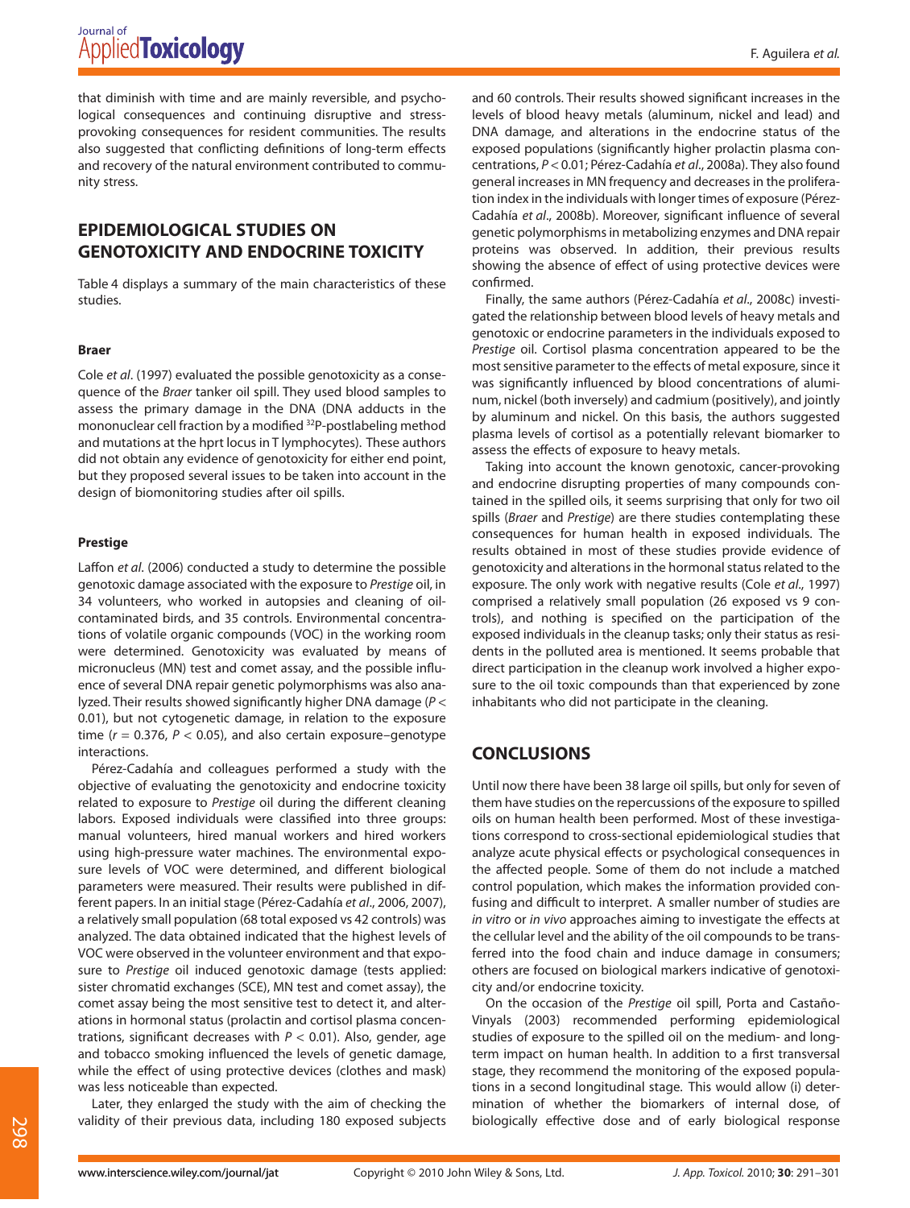that diminish with time and are mainly reversible, and psychological consequences and continuing disruptive and stress-provoking consequences for resident communities. The results also suggested that conflicting definitions of long-term effects and recovery of the natural environment contributed to community stress.

## EPIDEMIOLOGICAL STUDIES ON GENOTOXICITY AND ENDOCRINE TOXICITY

Table 4 displays a summary of the main characteristics of these studies.

### Braer

Cole *et al*. (1997) evaluated the possible genotoxicity as a consequence of the *Braer* tanker oil spill. They used blood samples to assess the primary damage in the DNA (DNA adducts in the mononuclear cell fraction by a modified $^{32}$P-postlabeling method and mutations at the hprt locus in T lymphocytes). These authors did not obtain any evidence of genotoxicity for either end point, but they proposed several issues to be taken into account in the design of biomonitoring studies after oil spills.

### Prestige

Laffon *et al*. (2006) conducted a study to determine the possible genotoxic damage associated with the exposure to *Prestige* oil, in 34 volunteers, who worked in autopsies and cleaning of oil-contaminated birds, and 35 controls. Environmental concentrations of volatile organic compounds (VOC) in the working room were determined. Genotoxicity was evaluated by means of micronucleus (MN) test and comet assay, and the possible influence of several DNA repair genetic polymorphisms was also analyzed. Their results showed significantly higher DNA damage ($P < 0.01$), but not cytogenetic damage, in relation to the exposure time ($r = 0.376$, $P < 0.05$), and also certain exposure–genotype interactions.

Pérez-Cadahía and colleagues performed a study with the objective of evaluating the genotoxicity and endocrine toxicity related to exposure to *Prestige* oil during the different cleaning labors. Exposed individuals were classified into three groups: manual volunteers, hired manual workers and hired workers using high-pressure water machines. The environmental exposure levels of VOC were determined, and different biological parameters were measured. Their results were published in different papers. In an initial stage (Pérez-Cadahía *et al*., 2006, 2007), a relatively small population (68 total exposed vs 42 controls) was analyzed. The data obtained indicated that the highest levels of VOC were observed in the volunteer environment and that exposure to *Prestige* oil induced genotoxic damage (tests applied: sister chromatid exchanges (SCE), MN test and comet assay), the comet assay being the most sensitive test to detect it, and alterations in hormonal status (prolactin and cortisol plasma concentrations, significant decreases with $P < 0.01$). Also, gender, age and tobacco smoking influenced the levels of genetic damage, while the effect of using protective devices (clothes and mask) was less noticeable than expected.

Later, they enlarged the study with the aim of checking the validity of their previous data, including 180 exposed subjects and 60 controls. Their results showed significant increases in the levels of blood heavy metals (aluminum, nickel and lead) and DNA damage, and alterations in the endocrine status of the exposed populations (significantly higher prolactin plasma concentrations, $P < 0.01$; Pérez-Cadahía *et al*., 2008a). They also found general increases in MN frequency and decreases in the proliferation index in the individuals with longer times of exposure (Pérez-Cadahía *et al*., 2008b). Moreover, significant influence of several genetic polymorphisms in metabolizing enzymes and DNA repair proteins was observed. In addition, their previous results showing the absence of effect of using protective devices were confirmed.

Finally, the same authors (Pérez-Cadahía *et al*., 2008c) investigated the relationship between blood levels of heavy metals and genotoxic or endocrine parameters in the individuals exposed to *Prestige* oil. Cortisol plasma concentration appeared to be the most sensitive parameter to the effects of metal exposure, since it was significantly influenced by blood concentrations of aluminum, nickel (both inversely) and cadmium (positively), and jointly by aluminum and nickel. On this basis, the authors suggested plasma levels of cortisol as a potentially relevant biomarker to assess the effects of exposure to heavy metals.

Taking into account the known genotoxic, cancer-provoking and endocrine disrupting properties of many compounds contained in the spilled oils, it seems surprising that only for two oil spills (*Braer* and *Prestige*) are there studies contemplating these consequences for human health in exposed individuals. The results obtained in most of these studies provide evidence of genotoxicity and alterations in the hormonal status related to the exposure. The only work with negative results (Cole *et al*., 1997) comprised a relatively small population (26 exposed vs 9 controls), and nothing is specified on the participation of the exposed individuals in the cleanup tasks; only their status as residents in the polluted area is mentioned. It seems probable that direct participation in the cleanup work involved a higher exposure to the oil toxic compounds than that experienced by zone inhabitants who did not participate in the cleaning.

## CONCLUSIONS

Until now there have been 38 large oil spills, but only for seven of them have studies on the repercussions of the exposure to spilled oils on human health been performed. Most of these investigations correspond to cross-sectional epidemiological studies that analyze acute physical effects or psychological consequences in the affected people. Some of them do not include a matched control population, which makes the information provided confusing and difficult to interpret. A smaller number of studies are *in vitro* or *in vivo* approaches aiming to investigate the effects at the cellular level and the ability of the oil compounds to be transferred into the food chain and induce damage in consumers; others are focused on biological markers indicative of genotoxicity and/or endocrine toxicity.

On the occasion of the *Prestige* oil spill, Porta and Castaño-Vinyals (2003) recommended performing epidemiological studies of exposure to the spilled oil on the medium- and long-term impact on human health. In addition to a first transversal stage, they recommend the monitoring of the exposed populations in a second longitudinal stage. This would allow (i) determination of whether the biomarkers of internal dose, of biologically effective dose and of early biological response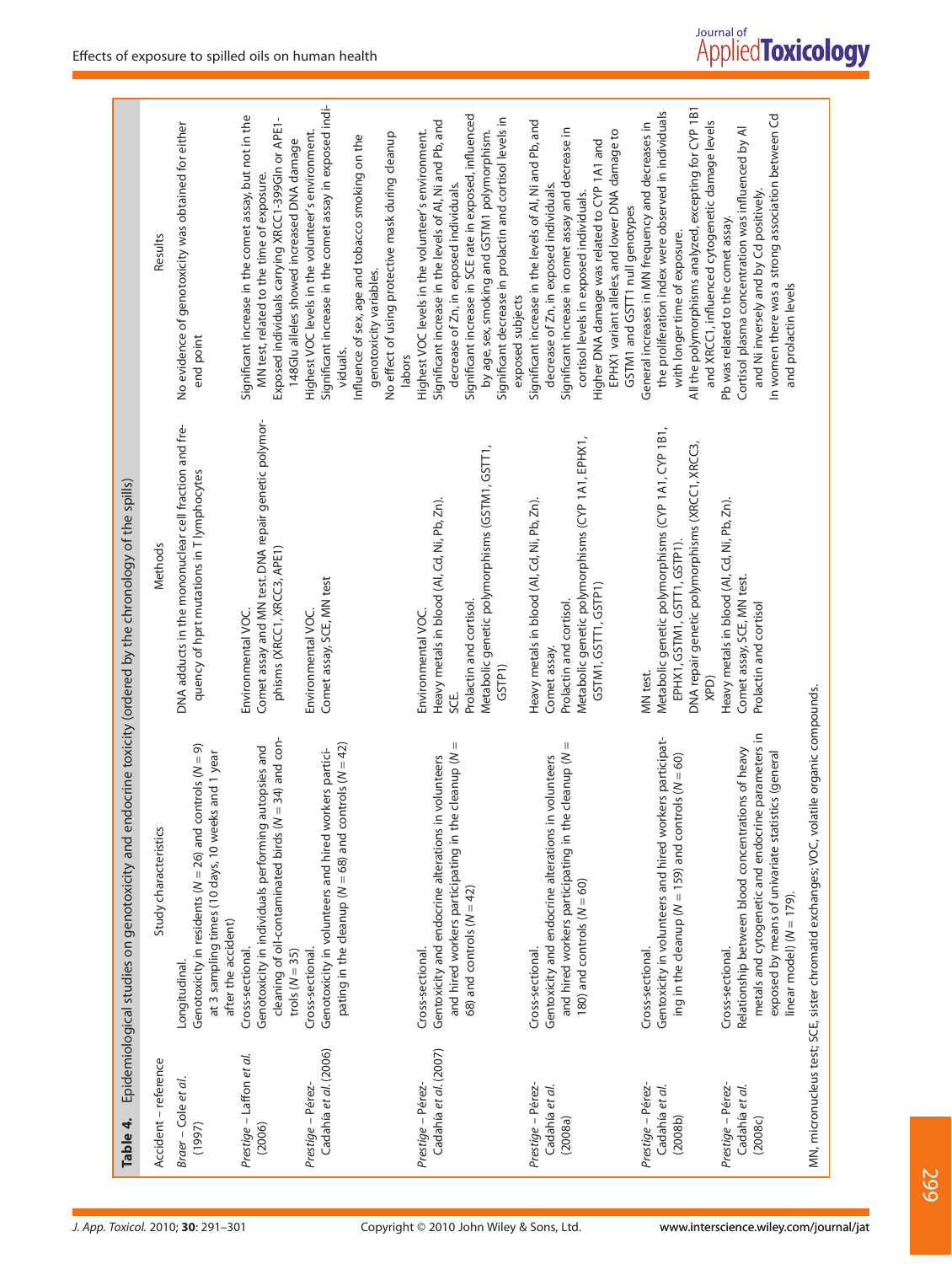**Table 4.** Epidemiological studies on genotoxicity and endocrine toxicity (ordered by the chronology of the spills)

| Accident – reference | Study characteristics | Methods | Results |
|---|---|---|---|
| *Braer* – Cole *et al.* (1997) | Longitudinal. Genotoxicity in residents (*N* = 26) and controls (*N* = 9) at 3 sampling times (10 days, 10 weeks and 1 year after the accident) | DNA adducts in the mononuclear cell fraction and frequency of hprt mutations in T lymphocytes | No evidence of genotoxicity was obtained for either end point |
| *Prestige* – Laffon *et al.* (2006) | Cross-sectional. Genotoxicity in individuals performing autopsies and cleaning of oil-contaminated birds (*N* = 34) and controls (*N* = 35) | Environmental VOC. Comet assay and MN test. DNA repair genetic polymorphisms (XRCC1, XRCC3, APE1) | Significant increase in the comet assay, but not in the MN test, related to the time of exposure. Exposed individuals carrying XRCC1-399Gln or APE1-148Glu alleles showed increased DNA damage |
| *Prestige* – Pérez-Cadahía *et al.* (2006) | Cross-sectional. Genotoxicity in volunteers and hired workers participating in the cleanup (*N* = 68) and controls (*N* = 42) | Environmental VOC. Comet assay, SCE, MN test | Highest VOC levels in the volunteer's environment. Significant increase in the comet assay in exposed individuals. Influence of sex, age and tobacco smoking on the genotoxicity variables. No effect of using protective mask during cleanup labors |
| *Prestige* – Pérez-Cadahía *et al.* (2007) | Cross-sectional. Gentoxicity and endocrine alterations in volunteers and hired workers participating in the cleanup (*N* = 68) and controls (*N* = 42) | Environmental VOC. Heavy metals in blood (Al, Cd, Ni, Pb, Zn). SCE. Prolactin and cortisol. Metabolic genetic polymorphisms (GSTM1, GSTT1, GSTP1) | Highest VOC levels in the volunteer's environment. Significant increase in the levels of Al, Ni and Pb, and decrease of Zn, in exposed individuals. Significant increase in SCE rate in exposed, influenced by age, sex, smoking and GSTM1 polymorphism. Significant decrease in prolactin and cortisol levels in exposed subjects |
| *Prestige* – Pérez-Cadahía *et al.* (2008a) | Cross-sectional. Gentoxicity and endocrine alterations in volunteers and hired workers participating in the cleanup (*N* = 180) and controls (*N* = 60) | Heavy metals in blood (Al, Cd, Ni, Pb, Zn). Comet assay. Prolactin and cortisol. Metabolic genetic polymorphisms (CYP 1A1, EPHX1, GSTM1, GSTT1, GSTP1) | Significant increase in the levels of Al, Ni and Pb, and decrease of Zn, in exposed individuals. Significant increase in comet assay and decrease in cortisol levels in exposed individuals. Higher DNA damage was related to CYP 1A1 and EPHX1 variant alleles, and lower DNA damage to GSTM1 and GSTT1 null genotypes |
| *Prestige* – Pérez-Cadahía *et al.* (2008b) | Cross-sectional. Gentoxicity in volunteers and hired workers participating in the cleanup (*N* = 159) and controls (*N* = 60) | MN test. Metabolic genetic polymorphisms (CYP 1A1, CYP 1B1, EPHX1, GSTM1, GSTT1, GSTP1). DNA repair genetic polymorphisms (XRCC1, XRCC3, XPD) | General increases in MN frequency and decreases in the proliferation index were observed in individuals with longer time of exposure. All the polymorphisms analyzed, excepting for CYP 1B1 and XRCC1, influenced cytogenetic damage levels |
| *Prestige* – Pérez-Cadahía *et al.* (2008c) | Cross-sectional. Relationship between blood concentrations of heavy metals and cytogenetic and endocrine parameters in exposed by means of univariate statistics (general linear model) (*N* = 179). | Heavy metals in blood (Al, Cd, Ni, Pb, Zn). Comet assay, SCE, MN test. Prolactin and cortisol | Pb was related to the comet assay. Cortisol plasma concentration was influenced by Al and Ni inversely and by Cd positively. In women there was a strong association between Cd and prolactin levels |

MN, micronucleus test; SCE, sister chromatid exchanges; VOC, volatile organic compounds.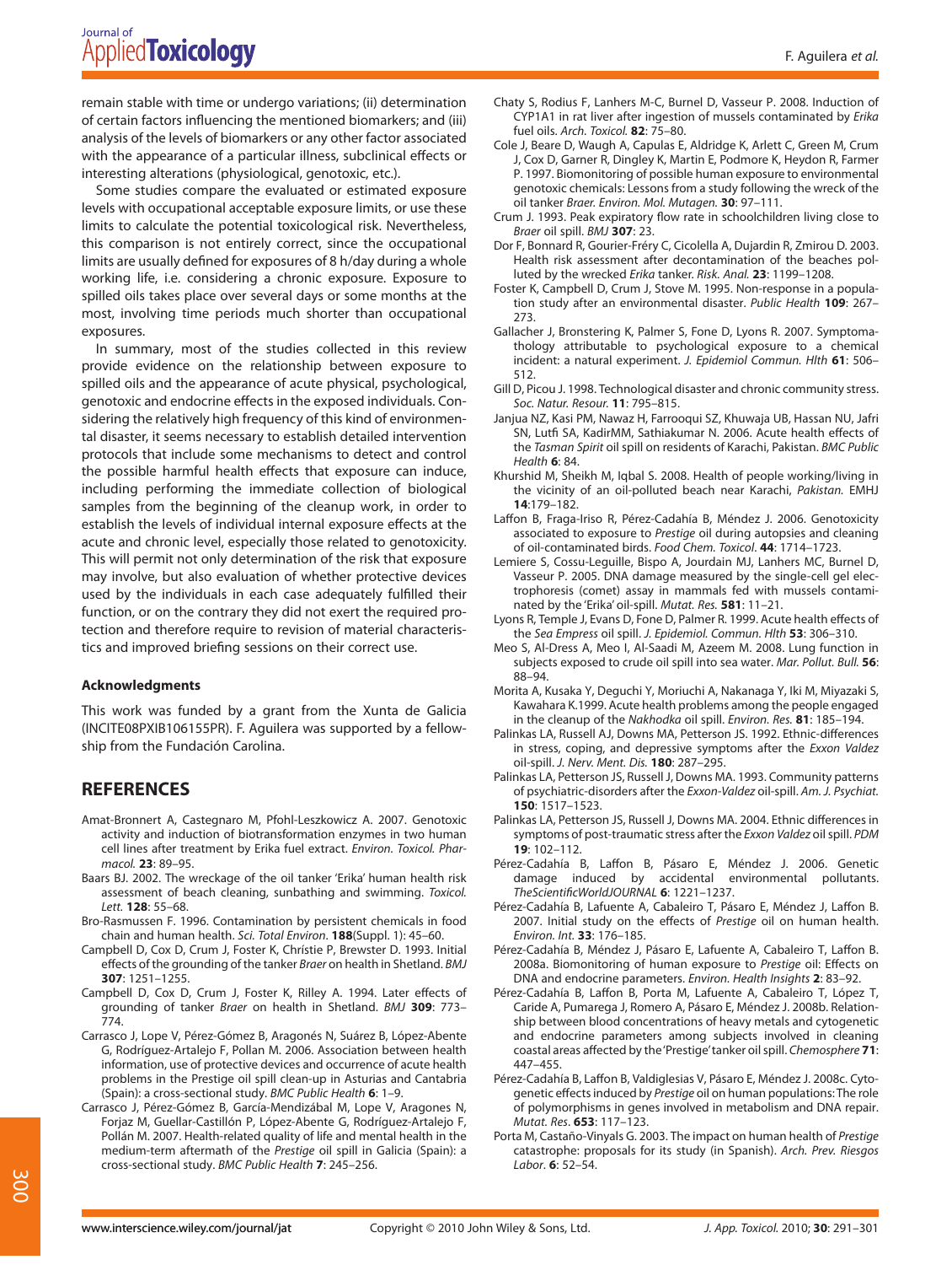remain stable with time or undergo variations; (ii) determination of certain factors influencing the mentioned biomarkers; and (iii) analysis of the levels of biomarkers or any other factor associated with the appearance of a particular illness, subclinical effects or interesting alterations (physiological, genotoxic, etc.).

Some studies compare the evaluated or estimated exposure levels with occupational acceptable exposure limits, or use these limits to calculate the potential toxicological risk. Nevertheless, this comparison is not entirely correct, since the occupational limits are usually defined for exposures of 8 h/day during a whole working life, i.e. considering a chronic exposure. Exposure to spilled oils takes place over several days or some months at the most, involving time periods much shorter than occupational exposures.

In summary, most of the studies collected in this review provide evidence on the relationship between exposure to spilled oils and the appearance of acute physical, psychological, genotoxic and endocrine effects in the exposed individuals. Considering the relatively high frequency of this kind of environmental disaster, it seems necessary to establish detailed intervention protocols that include some mechanisms to detect and control the possible harmful health effects that exposure can induce, including performing the immediate collection of biological samples from the beginning of the cleanup work, in order to establish the levels of individual internal exposure effects at the acute and chronic level, especially those related to genotoxicity. This will permit not only determination of the risk that exposure may involve, but also evaluation of whether protective devices used by the individuals in each case adequately fulfilled their function, or on the contrary they did not exert the required protection and therefore require to revision of material characteristics and improved briefing sessions on their correct use.

### Acknowledgments

This work was funded by a grant from the Xunta de Galicia (INCITE08PXIB106155PR). F. Aguilera was supported by a fellowship from the Fundación Carolina.

## REFERENCES

Amat-Bronnert A, Castegnaro M, Pfohl-Leszkowicz A. 2007. Genotoxic activity and induction of biotransformation enzymes in two human cell lines after treatment by Erika fuel extract. *Environ. Toxicol. Pharmacol.* **23**: 89–95.

Baars BJ. 2002. The wreckage of the oil tanker 'Erika' human health risk assessment of beach cleaning, sunbathing and swimming. *Toxicol. Lett.* **128**: 55–68.

Bro-Rasmussen F. 1996. Contamination by persistent chemicals in food chain and human health. *Sci. Total Environ*. **188**(Suppl. 1): 45–60.

Campbell D, Cox D, Crum J, Foster K, Chrístie P, Brewster D. 1993. Initial effects of the grounding of the tanker *Braer* on health in Shetland. *BMJ* **307**: 1251–1255.

Campbell D, Cox D, Crum J, Foster K, Rilley A. 1994. Later effects of grounding of tanker *Braer* on health in Shetland. *BMJ* **309**: 773–774.

Carrasco J, Lope V, Pérez-Gómez B, Aragonés N, Suárez B, López-Abente G, Rodríguez-Artalejo F, Pollan M. 2006. Association between health information, use of protective devices and occurrence of acute health problems in the Prestige oil spill clean-up in Asturias and Cantabria (Spain): a cross-sectional study. *BMC Public Health* **6**: 1–9.

Carrasco J, Pérez-Gómez B, García-Mendizábal M, Lope V, Aragones N, Forjaz M, Guellar-Castillón P, López-Abente G, Rodríguez-Artalejo F, Pollán M. 2007. Health-related quality of life and mental health in the medium-term aftermath of the *Prestige* oil spill in Galicia (Spain): a cross-sectional study. *BMC Public Health* **7**: 245–256.

Chaty S, Rodius F, Lanhers M-C, Burnel D, Vasseur P. 2008. Induction of CYP1A1 in rat liver after ingestion of mussels contaminated by *Erika* fuel oils. *Arch. Toxicol.* **82**: 75–80.

Cole J, Beare D, Waugh A, Capulas E, Aldridge K, Arlett C, Green M, Crum J, Cox D, Garner R, Dingley K, Martin E, Podmore K, Heydon R, Farmer P. 1997. Biomonitoring of possible human exposure to environmental genotoxic chemicals: Lessons from a study following the wreck of the oil tanker *Braer*. *Environ. Mol. Mutagen.* **30**: 97–111.

Crum J. 1993. Peak expiratory flow rate in schoolchildren living close to *Braer* oil spill. *BMJ* **307**: 23.

Dor F, Bonnard R, Gourier-Fréry C, Cicolella A, Dujardin R, Zmirou D. 2003. Health risk assessment after decontamination of the beaches polluted by the wrecked *Erika* tanker. *Risk. Anal.* **23**: 1199–1208.

Foster K, Campbell D, Crum J, Stove M. 1995. Non-response in a population study after an environmental disaster. *Public Health* **109**: 267–273.

Gallacher J, Bronstering K, Palmer S, Fone D, Lyons R. 2007. Symptomathology attributable to psychological exposure to a chemical incident: a natural experiment. *J. Epidemiol Commun. Hlth* **61**: 506–512.

Gill D, Picou J. 1998. Technological disaster and chronic community stress. *Soc. Natur. Resour.* **11**: 795–815.

Janjua NZ, Kasi PM, Nawaz H, Farrooqui SZ, Khuwaja UB, Hassan NU, Jafri SN, Lutfi SA, KadirMM, Sathiakumar N. 2006. Acute health effects of the *Tasman Spirit* oil spill on residents of Karachi, Pakistan. *BMC Public Health* **6**: 84.

Khurshid M, Sheikh M, Iqbal S. 2008. Health of people working/living in the vicinity of an oil-polluted beach near Karachi, *Pakistan.* EMHJ **14**:179–182.

Laffon B, Fraga-Iriso R, Pérez-Cadahía B, Méndez J. 2006. Genotoxicity associated to exposure to *Prestige* oil during autopsies and cleaning of oil-contaminated birds. *Food Chem. Toxicol*. **44**: 1714–1723.

Lemiere S, Cossu-Leguille, Bispo A, Jourdain MJ, Lanhers MC, Burnel D, Vasseur P. 2005. DNA damage measured by the single-cell gel electrophoresis (comet) assay in mammals fed with mussels contaminated by the 'Erika' oil-spill. *Mutat. Res.* **581**: 11–21.

Lyons R, Temple J, Evans D, Fone D, Palmer R. 1999. Acute health effects of the *Sea Empress* oil spill. *J. Epidemiol. Commun. Hlth* **53**: 306–310.

Meo S, Al-Dress A, Meo I, Al-Saadi M, Azeem M. 2008. Lung function in subjects exposed to crude oil spill into sea water. *Mar. Pollut. Bull.* **56**: 88–94.

Morita A, Kusaka Y, Deguchi Y, Moriuchi A, Nakanaga Y, Iki M, Miyazaki S, Kawahara K.1999. Acute health problems among the people engaged in the cleanup of the *Nakhodka* oil spill. *Environ. Res.* **81**: 185–194.

Palinkas LA, Russell AJ, Downs MA, Petterson JS. 1992. Ethnic-differences in stress, coping, and depressive symptoms after the *Exxon Valdez* oil-spill. *J. Nerv. Ment. Dis.* **180**: 287–295.

Palinkas LA, Petterson JS, Russell J, Downs MA. 1993. Community patterns of psychiatric-disorders after the *Exxon-Valdez* oil-spill. *Am. J. Psychiat.* **150**: 1517–1523.

Palinkas LA, Petterson JS, Russell J, Downs MA. 2004. Ethnic differences in symptoms of post-traumatic stress after the *Exxon Valdez* oil spill. *PDM* **19**: 102–112.

Pérez-Cadahía B, Laffon B, Pásaro E, Méndez J. 2006. Genetic damage induced by accidental environmental pollutants. *TheScientificWorldJOURNAL* **6**: 1221–1237.

Pérez-Cadahía B, Lafuente A, Cabaleiro T, Pásaro E, Méndez J, Laffon B. 2007. Initial study on the effects of *Prestige* oil on human health. *Environ. Int.* **33**: 176–185.

Pérez-Cadahía B, Méndez J, Pásaro E, Lafuente A, Cabaleiro T, Laffon B. 2008a. Biomonitoring of human exposure to *Prestige* oil: Effects on DNA and endocrine parameters. *Environ. Health Insights* **2**: 83–92.

Pérez-Cadahía B, Laffon B, Porta M, Lafuente A, Cabaleiro T, López T, Caride A, Pumarega J, Romero A, Pásaro E, Méndez J. 2008b. Relationship between blood concentrations of heavy metals and cytogenetic and endocrine parameters among subjects involved in cleaning coastal areas affected by the 'Prestige' tanker oil spill. *Chemosphere* **71**: 447–455.

Pérez-Cadahía B, Laffon B, Valdiglesias V, Pásaro E, Méndez J. 2008c. Cytogenetic effects induced by *Prestige* oil on human populations: The role of polymorphisms in genes involved in metabolism and DNA repair. *Mutat. Res*. **653**: 117–123.

Porta M, Castaño-Vinyals G. 2003. The impact on human health of *Prestige* catastrophe: proposals for its study (in Spanish). *Arch. Prev. Riesgos Labor.* **6**: 52–54.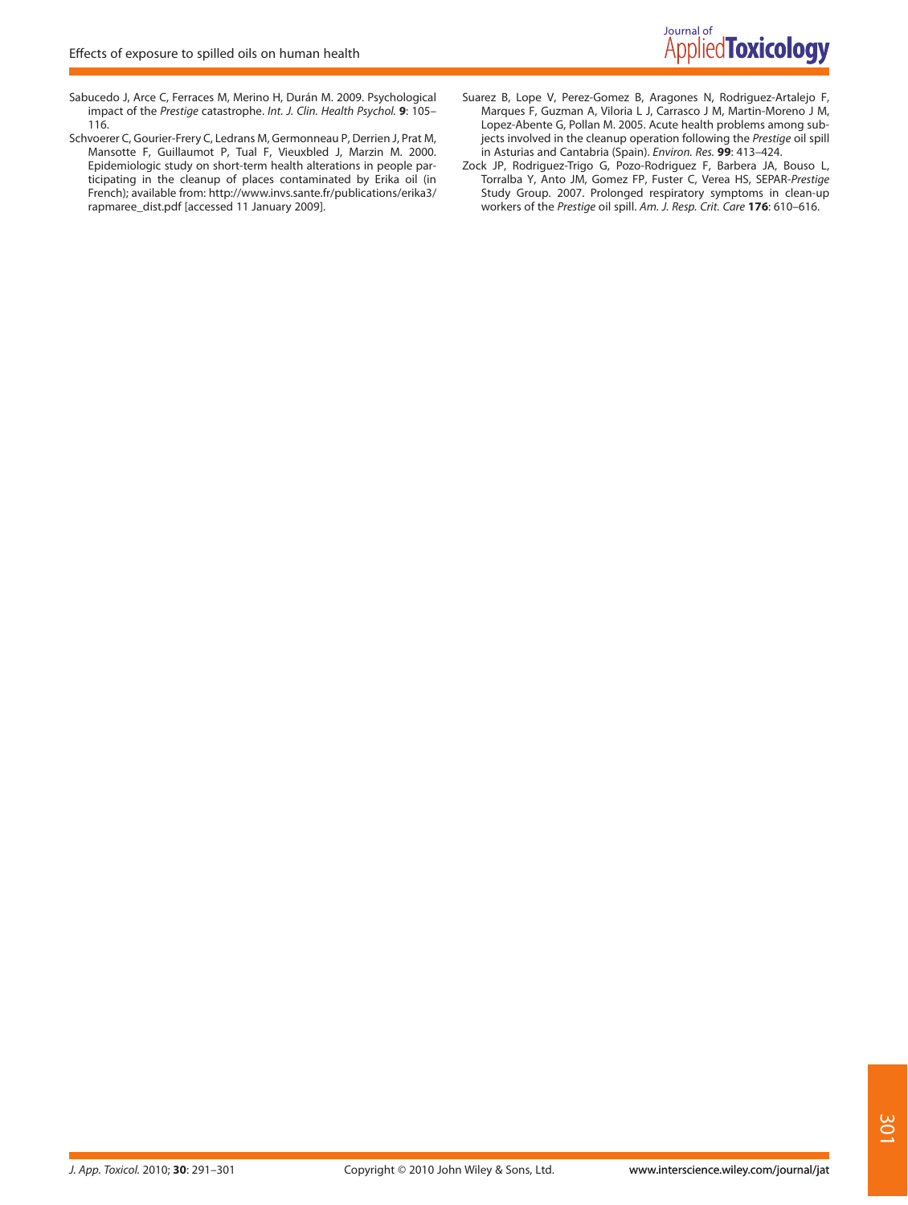Sabucedo J, Arce C, Ferraces M, Merino H, Durán M. 2009. Psychological impact of the *Prestige* catastrophe. *Int. J. Clin. Health Psychol.* **9**: 105–116.

Schvoerer C, Gourier-Frery C, Ledrans M, Germonneau P, Derrien J, Prat M, Mansotte F, Guillaumot P, Tual F, Vieuxbled J, Marzin M. 2000. Epidemiologic study on short-term health alterations in people participating in the cleanup of places contaminated by Erika oil (in French); available from: http://www.invs.sante.fr/publications/erika3/rapmaree_dist.pdf [accessed 11 January 2009].

Suarez B, Lope V, Perez-Gomez B, Aragones N, Rodriguez-Artalejo F, Marques F, Guzman A, Viloria L J, Carrasco J M, Martin-Moreno J M, Lopez-Abente G, Pollan M. 2005. Acute health problems among subjects involved in the cleanup operation following the *Prestige* oil spill in Asturias and Cantabria (Spain). *Environ. Res.* **99**: 413–424.

Zock JP, Rodriguez-Trigo G, Pozo-Rodriguez F, Barbera JA, Bouso L, Torralba Y, Anto JM, Gomez FP, Fuster C, Verea HS, SEPAR-*Prestige* Study Group. 2007. Prolonged respiratory symptoms in clean-up workers of the *Prestige* oil spill. *Am. J. Resp. Crit. Care* **176**: 610–616.